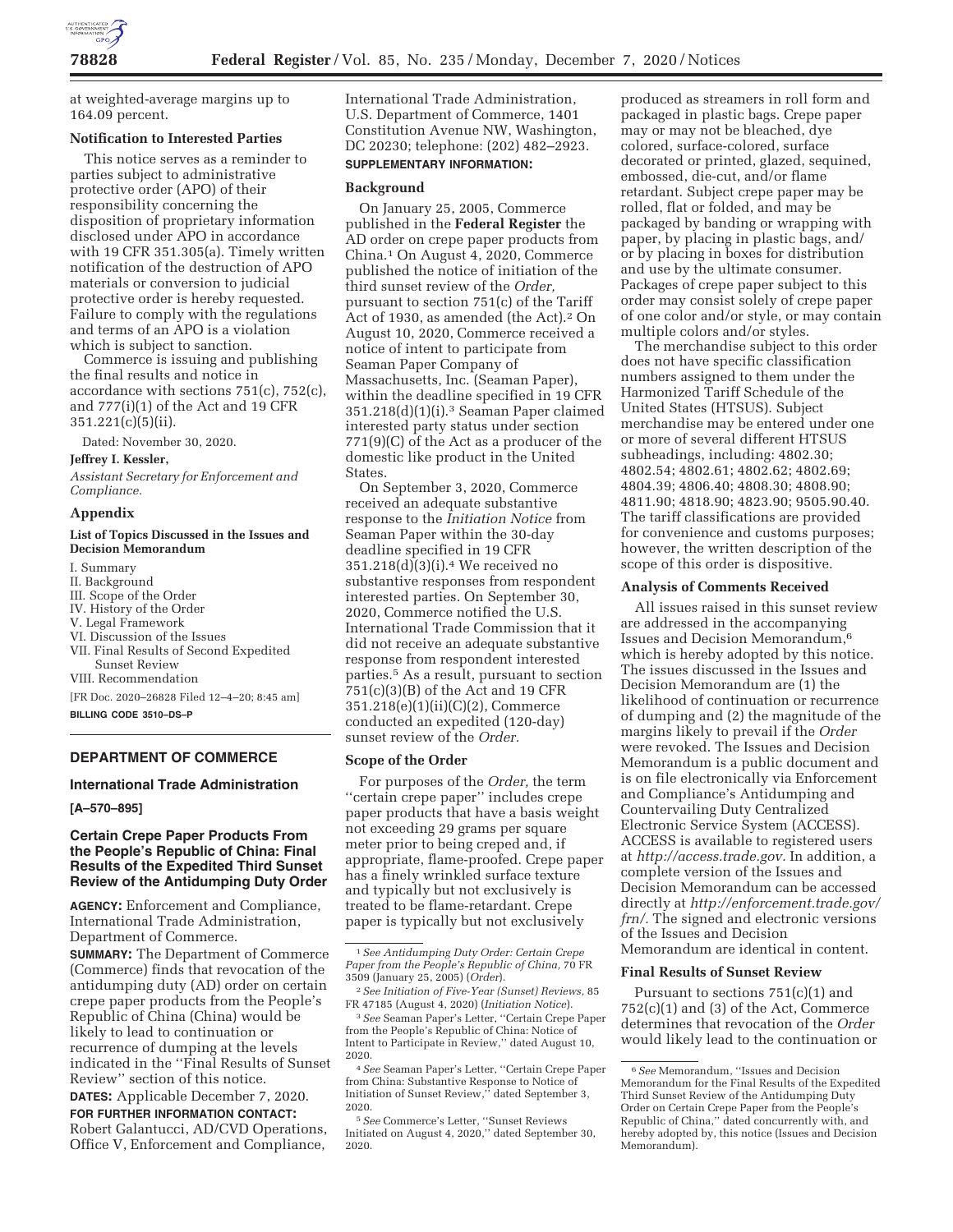at weighted-average margins up to 164.09 percent.

## Notification to Interested Parties

This notice serves as a reminder to parties subject to administrative protective order (APO) of their responsibility concerning the disposition of proprietary information disclosed under APO in accordance with 19 CFR 351.305(a). Timely written notification of the destruction of APO materials or conversion to judicial protective order is hereby requested. Failure to comply with the regulations and terms of an APO is a violation which is subject to sanction.

Commerce is issuing and publishing the final results and notice in accordance with sections 751(c), 752(c), and 777(i)(1) of the Act and 19 CFR 351.221(c)(5)(ii).

Dated: November 30, 2020.

**Jeffrey I. Kessler,**

*Assistant Secretary for Enforcement and Compliance.*

## Appendix

### List of Topics Discussed in the Issues and Decision Memorandum

I. Summary
II. Background
III. Scope of the Order
IV. History of the Order
V. Legal Framework
VI. Discussion of the Issues
VII. Final Results of Second Expedited Sunset Review
VIII. Recommendation

[FR Doc. 2020–26828 Filed 12–4–20; 8:45 am]

**BILLING CODE 3510–DS–P**

---

# DEPARTMENT OF COMMERCE

## International Trade Administration

**[A–570–895]**

## Certain Crepe Paper Products From the People's Republic of China: Final Results of the Expedited Third Sunset Review of the Antidumping Duty Order

**AGENCY:** Enforcement and Compliance, International Trade Administration, Department of Commerce.

**SUMMARY:** The Department of Commerce (Commerce) finds that revocation of the antidumping duty (AD) order on certain crepe paper products from the People's Republic of China (China) would be likely to lead to continuation or recurrence of dumping at the levels indicated in the ''Final Results of Sunset Review'' section of this notice.

**DATES:** Applicable December 7, 2020.

**FOR FURTHER INFORMATION CONTACT:** Robert Galantucci, AD/CVD Operations, Office V, Enforcement and Compliance, International Trade Administration, U.S. Department of Commerce, 1401 Constitution Avenue NW, Washington, DC 20230; telephone: (202) 482–2923.

**SUPPLEMENTARY INFORMATION:**

### Background

On January 25, 2005, Commerce published in the **Federal Register** the AD order on crepe paper products from China.[1] On August 4, 2020, Commerce published the notice of initiation of the third sunset review of the *Order,* pursuant to section 751(c) of the Tariff Act of 1930, as amended (the Act).[2] On August 10, 2020, Commerce received a notice of intent to participate from Seaman Paper Company of Massachusetts, Inc. (Seaman Paper), within the deadline specified in 19 CFR 351.218(d)(1)(i).[3] Seaman Paper claimed interested party status under section 771(9)(C) of the Act as a producer of the domestic like product in the United States.

On September 3, 2020, Commerce received an adequate substantive response to the *Initiation Notice* from Seaman Paper within the 30-day deadline specified in 19 CFR 351.218(d)(3)(i).[4] We received no substantive responses from respondent interested parties. On September 30, 2020, Commerce notified the U.S. International Trade Commission that it did not receive an adequate substantive response from respondent interested parties.[5] As a result, pursuant to section 751(c)(3)(B) of the Act and 19 CFR 351.218(e)(1)(ii)(C)(2), Commerce conducted an expedited (120-day) sunset review of the *Order.*

### Scope of the Order

For purposes of the *Order,* the term ''certain crepe paper'' includes crepe paper products that have a basis weight not exceeding 29 grams per square meter prior to being creped and, if appropriate, flame-proofed. Crepe paper has a finely wrinkled surface texture and typically but not exclusively is treated to be flame-retardant. Crepe paper is typically but not exclusively produced as streamers in roll form and packaged in plastic bags. Crepe paper may or may not be bleached, dye colored, surface-colored, surface decorated or printed, glazed, sequined, embossed, die-cut, and/or flame retardant. Subject crepe paper may be rolled, flat or folded, and may be packaged by banding or wrapping with paper, by placing in plastic bags, and/or by placing in boxes for distribution and use by the ultimate consumer. Packages of crepe paper subject to this order may consist solely of crepe paper of one color and/or style, or may contain multiple colors and/or styles.

The merchandise subject to this order does not have specific classification numbers assigned to them under the Harmonized Tariff Schedule of the United States (HTSUS). Subject merchandise may be entered under one or more of several different HTSUS subheadings, including: 4802.30; 4802.54; 4802.61; 4802.62; 4802.69; 4804.39; 4806.40; 4808.30; 4808.90; 4811.90; 4818.90; 4823.90; 9505.90.40. The tariff classifications are provided for convenience and customs purposes; however, the written description of the scope of this order is dispositive.

### Analysis of Comments Received

All issues raised in this sunset review are addressed in the accompanying Issues and Decision Memorandum,[6] which is hereby adopted by this notice. The issues discussed in the Issues and Decision Memorandum are (1) the likelihood of continuation or recurrence of dumping and (2) the magnitude of the margins likely to prevail if the *Order* were revoked. The Issues and Decision Memorandum is a public document and is on file electronically via Enforcement and Compliance's Antidumping and Countervailing Duty Centralized Electronic Service System (ACCESS). ACCESS is available to registered users at *http://access.trade.gov.* In addition, a complete version of the Issues and Decision Memorandum can be accessed directly at *http://enforcement.trade.gov/frn/.* The signed and electronic versions of the Issues and Decision Memorandum are identical in content.

### Final Results of Sunset Review

Pursuant to sections 751(c)(1) and 752(c)(1) and (3) of the Act, Commerce determines that revocation of the *Order* would likely lead to the continuation or

---

[1] *See Antidumping Duty Order: Certain Crepe Paper from the People's Republic of China,* 70 FR 3509 (January 25, 2005) (*Order*).

[2] *See Initiation of Five-Year (Sunset) Reviews,* 85 FR 47185 (August 4, 2020) (*Initiation Notice*).

[3] *See* Seaman Paper's Letter, ''Certain Crepe Paper from the People's Republic of China: Notice of Intent to Participate in Review,'' dated August 10, 2020.

[4] *See* Seaman Paper's Letter, ''Certain Crepe Paper from China: Substantive Response to Notice of Initiation of Sunset Review,'' dated September 3, 2020.

[5] *See* Commerce's Letter, ''Sunset Reviews Initiated on August 4, 2020,'' dated September 30, 2020.

[6] *See* Memorandum, ''Issues and Decision Memorandum for the Final Results of the Expedited Third Sunset Review of the Antidumping Duty Order on Certain Crepe Paper from the People's Republic of China,'' dated concurrently with, and hereby adopted by, this notice (Issues and Decision Memorandum).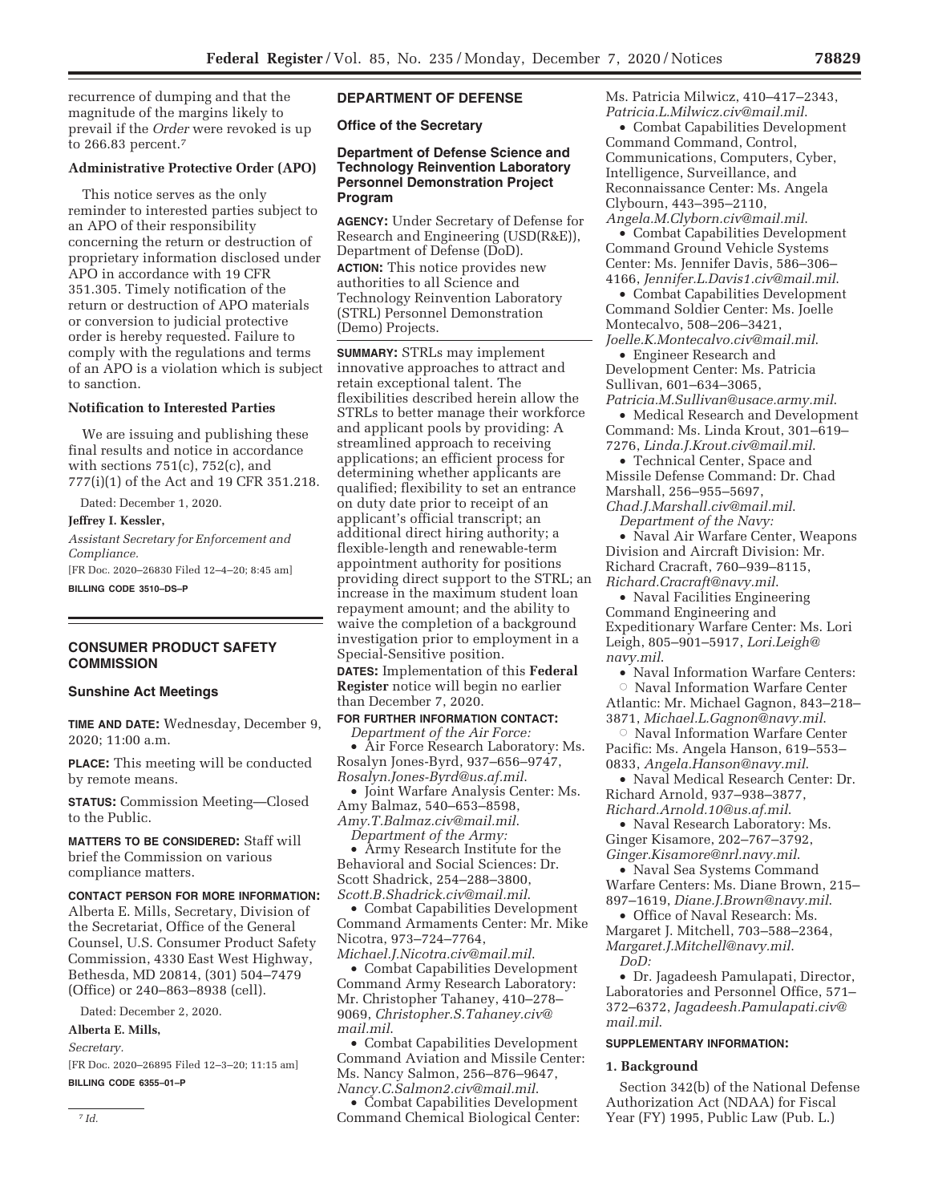recurrence of dumping and that the magnitude of the margins likely to prevail if the *Order* were revoked is up to 266.83 percent.[7]

### Administrative Protective Order (APO)

This notice serves as the only reminder to interested parties subject to an APO of their responsibility concerning the return or destruction of proprietary information disclosed under APO in accordance with 19 CFR 351.305. Timely notification of the return or destruction of APO materials or conversion to judicial protective order is hereby requested. Failure to comply with the regulations and terms of an APO is a violation which is subject to sanction.

### Notification to Interested Parties

We are issuing and publishing these final results and notice in accordance with sections 751(c), 752(c), and 777(i)(1) of the Act and 19 CFR 351.218.

Dated: December 1, 2020.

**Jeffrey I. Kessler,**

*Assistant Secretary for Enforcement and Compliance.*

[FR Doc. 2020–26830 Filed 12–4–20; 8:45 am]

**BILLING CODE 3510–DS–P**

[7] *Id.*

## CONSUMER PRODUCT SAFETY COMMISSION

### Sunshine Act Meetings

**TIME AND DATE:** Wednesday, December 9, 2020; 11:00 a.m.

**PLACE:** This meeting will be conducted by remote means.

**STATUS:** Commission Meeting—Closed to the Public.

**MATTERS TO BE CONSIDERED:** Staff will brief the Commission on various compliance matters.

**CONTACT PERSON FOR MORE INFORMATION:** Alberta E. Mills, Secretary, Division of the Secretariat, Office of the General Counsel, U.S. Consumer Product Safety Commission, 4330 East West Highway, Bethesda, MD 20814, (301) 504–7479 (Office) or 240–863–8938 (cell).

Dated: December 2, 2020.

**Alberta E. Mills,**

*Secretary.*

[FR Doc. 2020–26895 Filed 12–3–20; 11:15 am]

**BILLING CODE 6355–01–P**

## DEPARTMENT OF DEFENSE

### Office of the Secretary

### Department of Defense Science and Technology Reinvention Laboratory Personnel Demonstration Project Program

**AGENCY:** Under Secretary of Defense for Research and Engineering (USD(R&E)), Department of Defense (DoD).

**ACTION:** This notice provides new authorities to all Science and Technology Reinvention Laboratory (STRL) Personnel Demonstration (Demo) Projects.

**SUMMARY:** STRLs may implement innovative approaches to attract and retain exceptional talent. The flexibilities described herein allow the STRLs to better manage their workforce and applicant pools by providing: A streamlined approach to receiving applications; an efficient process for determining whether applicants are qualified; flexibility to set an entrance on duty date prior to receipt of an applicant's official transcript; an additional direct hiring authority; a flexible-length and renewable-term appointment authority for positions providing direct support to the STRL; an increase in the maximum student loan repayment amount; and the ability to waive the completion of a background investigation prior to employment in a Special-Sensitive position.

**DATES:** Implementation of this **Federal Register** notice will begin no earlier than December 7, 2020.

**FOR FURTHER INFORMATION CONTACT:**

*Department of the Air Force:*

- Air Force Research Laboratory: Ms. Rosalyn Jones-Byrd, 937–656–9747, *Rosalyn.Jones-Byrd@us.af.mil*.
- Joint Warfare Analysis Center: Ms. Amy Balmaz, 540–653–8598, *Amy.T.Balmaz.civ@mail.mil*.

*Department of the Army:*

- Army Research Institute for the Behavioral and Social Sciences: Dr. Scott Shadrick, 254–288–3800, *Scott.B.Shadrick.civ@mail.mil*.
- Combat Capabilities Development Command Armaments Center: Mr. Mike Nicotra, 973–724–7764, *Michael.J.Nicotra.civ@mail.mil*.
- Combat Capabilities Development Command Army Research Laboratory: Mr. Christopher Tahaney, 410–278–9069, *Christopher.S.Tahaney.civ@mail.mil*.
- Combat Capabilities Development Command Aviation and Missile Center: Ms. Nancy Salmon, 256–876–9647, *Nancy.C.Salmon2.civ@mail.mil*.
- Combat Capabilities Development Command Chemical Biological Center: Ms. Patricia Milwicz, 410–417–2343, *Patricia.L.Milwicz.civ@mail.mil*.
- Combat Capabilities Development Command Command, Control, Communications, Computers, Cyber, Intelligence, Surveillance, and Reconnaissance Center: Ms. Angela Clybourn, 443–395–2110, *Angela.M.Clyborn.civ@mail.mil*.
- Combat Capabilities Development Command Ground Vehicle Systems Center: Ms. Jennifer Davis, 586–306–4166, *Jennifer.L.Davis1.civ@mail.mil*.
- Combat Capabilities Development Command Soldier Center: Ms. Joelle Montecalvo, 508–206–3421, *Joelle.K.Montecalvo.civ@mail.mil*.
- Engineer Research and Development Center: Ms. Patricia Sullivan, 601–634–3065, *Patricia.M.Sullivan@usace.army.mil*.
- Medical Research and Development Command: Ms. Linda Krout, 301–619–7276, *Linda.J.Krout.civ@mail.mil*.
- Technical Center, Space and Missile Defense Command: Dr. Chad Marshall, 256–955–5697, *Chad.J.Marshall.civ@mail.mil*.

*Department of the Navy:*

- Naval Air Warfare Center, Weapons Division and Aircraft Division: Mr. Richard Cracraft, 760–939–8115, *Richard.Cracraft@navy.mil*.
- Naval Facilities Engineering Command Engineering and Expeditionary Warfare Center: Ms. Lori Leigh, 805–901–5917, *Lori.Leigh@navy.mil*.
- Naval Information Warfare Centers:
  - Naval Information Warfare Center Atlantic: Mr. Michael Gagnon, 843–218–3871, *Michael.L.Gagnon@navy.mil*.
  - Naval Information Warfare Center Pacific: Ms. Angela Hanson, 619–553–0833, *Angela.Hanson@navy.mil*.
- Naval Medical Research Center: Dr. Richard Arnold, 937–938–3877, *Richard.Arnold.10@us.af.mil*.
- Naval Research Laboratory: Ms. Ginger Kisamore, 202–767–3792, *Ginger.Kisamore@nrl.navy.mil*.
- Naval Sea Systems Command Warfare Centers: Ms. Diane Brown, 215–897–1619, *Diane.J.Brown@navy.mil*.
- Office of Naval Research: Ms. Margaret J. Mitchell, 703–588–2364, *Margaret.J.Mitchell@navy.mil*.

*DoD:*

- Dr. Jagadeesh Pamulapati, Director, Laboratories and Personnel Office, 571–372–6372, *Jagadeesh.Pamulapati.civ@mail.mil*.

**SUPPLEMENTARY INFORMATION:**

### 1. Background

Section 342(b) of the National Defense Authorization Act (NDAA) for Fiscal Year (FY) 1995, Public Law (Pub. L.)